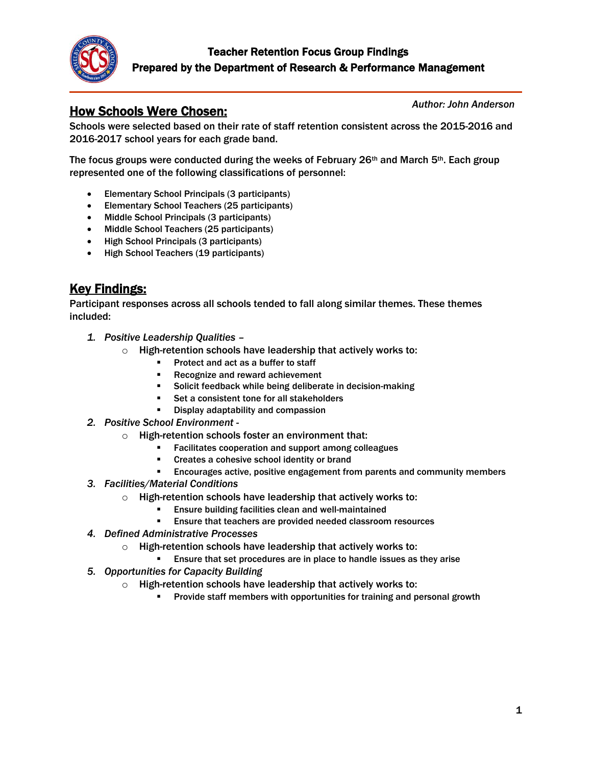# Teacher Retention Focus Group Findings

## Prepared by the Department of Research & Performance Management

*Author: John Anderson*

## How Schools Were Chosen:

Schools were selected based on their rate of staff retention consistent across the 2015-2016 and 2016-2017 school years for each grade band.

The focus groups were conducted during the weeks of February 26th and March 5th. Each group represented one of the following classifications of personnel:

- Elementary School Principals (3 participants)
- Elementary School Teachers (25 participants)
- Middle School Principals (3 participants)
- Middle School Teachers (25 participants)
- High School Principals (3 participants)
- High School Teachers (19 participants)

## Key Findings:

Participant responses across all schools tended to fall along similar themes. These themes included:

1. *Positive Leadership Qualities –*
   - High-retention schools have leadership that actively works to:
     - Protect and act as a buffer to staff
     - Recognize and reward achievement
     - Solicit feedback while being deliberate in decision-making
     - Set a consistent tone for all stakeholders
     - Display adaptability and compassion
2. *Positive School Environment -*
   - High-retention schools foster an environment that:
     - Facilitates cooperation and support among colleagues
     - Creates a cohesive school identity or brand
     - Encourages active, positive engagement from parents and community members
3. *Facilities/Material Conditions*
   - High-retention schools have leadership that actively works to:
     - Ensure building facilities clean and well-maintained
     - Ensure that teachers are provided needed classroom resources
4. *Defined Administrative Processes*
   - High-retention schools have leadership that actively works to:
     - Ensure that set procedures are in place to handle issues as they arise
5. *Opportunities for Capacity Building*
   - High-retention schools have leadership that actively works to:
     - Provide staff members with opportunities for training and personal growth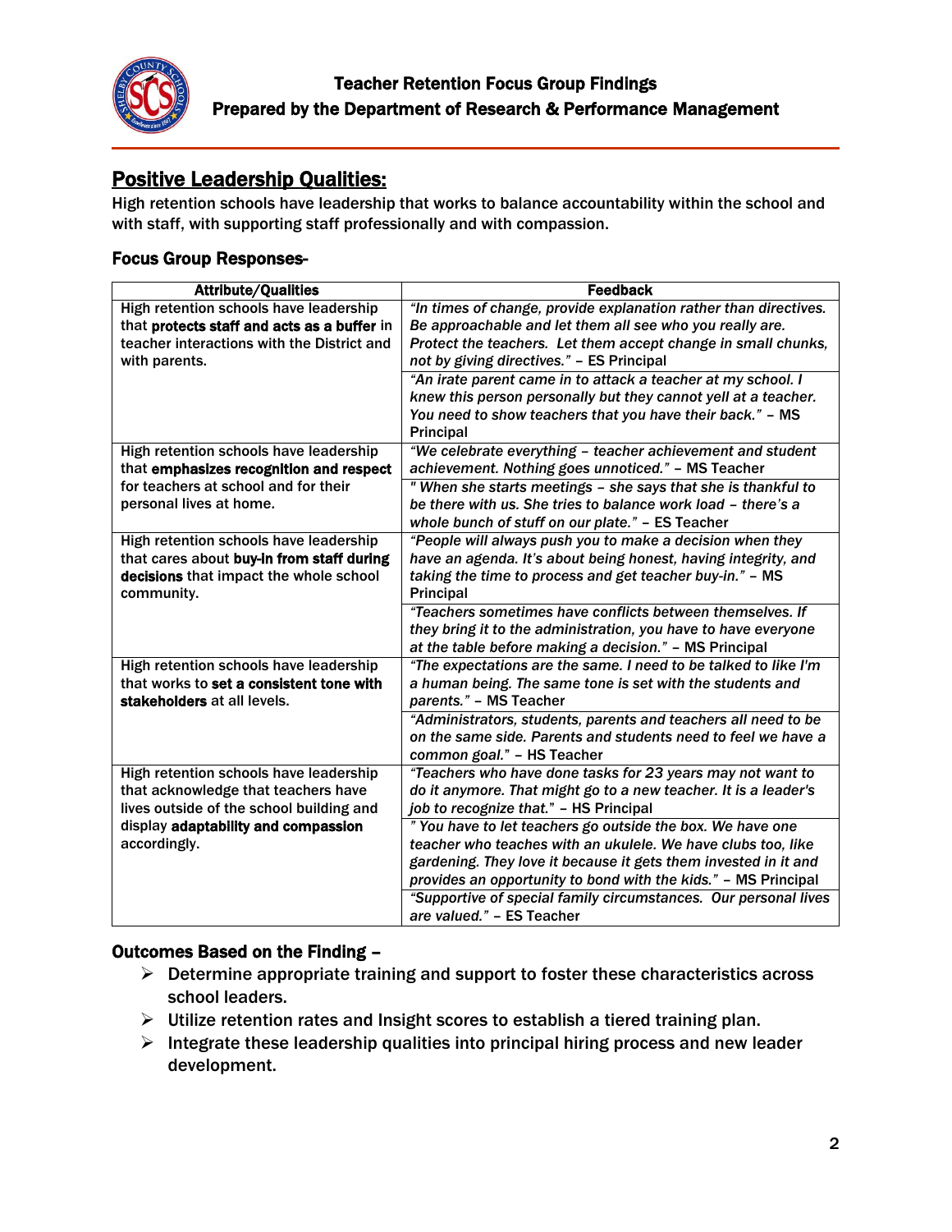## Positive Leadership Qualities:

High retention schools have leadership that works to balance accountability within the school and with staff, with supporting staff professionally and with compassion.

### Focus Group Responses-

| Attribute/Qualities | Feedback |
|---|---|
| High retention schools have leadership that **protects staff and acts as a buffer** in teacher interactions with the District and with parents. | *"In times of change, provide explanation rather than directives. Be approachable and let them all see who you really are. Protect the teachers. Let them accept change in small chunks, not by giving directives."* – ES Principal |
| | *"An irate parent came in to attack a teacher at my school. I knew this person personally but they cannot yell at a teacher. You need to show teachers that you have their back."* – MS Principal |
| High retention schools have leadership that **emphasizes recognition and respect** for teachers at school and for their personal lives at home. | *"We celebrate everything – teacher achievement and student achievement. Nothing goes unnoticed."* – MS Teacher |
| | *" When she starts meetings – she says that she is thankful to be there with us. She tries to balance work load – there's a whole bunch of stuff on our plate."* – ES Teacher |
| High retention schools have leadership that cares about **buy-in from staff during decisions** that impact the whole school community. | *"People will always push you to make a decision when they have an agenda. It's about being honest, having integrity, and taking the time to process and get teacher buy-in."* – MS Principal |
| | *"Teachers sometimes have conflicts between themselves. If they bring it to the administration, you have to have everyone at the table before making a decision."* – MS Principal |
| High retention schools have leadership that works to **set a consistent tone with stakeholders** at all levels. | *"The expectations are the same. I need to be talked to like I'm a human being. The same tone is set with the students and parents."* – MS Teacher |
| | *"Administrators, students, parents and teachers all need to be on the same side. Parents and students need to feel we have a common goal."* – HS Teacher |
| High retention schools have leadership that acknowledge that teachers have lives outside of the school building and display **adaptability and compassion** accordingly. | *"Teachers who have done tasks for 23 years may not want to do it anymore. That might go to a new teacher. It is a leader's job to recognize that."* – HS Principal |
| | *" You have to let teachers go outside the box. We have one teacher who teaches with an ukulele. We have clubs too, like gardening. They love it because it gets them invested in it and provides an opportunity to bond with the kids."* – MS Principal |
| | *"Supportive of special family circumstances. Our personal lives are valued."* – ES Teacher |

### Outcomes Based on the Finding –

- Determine appropriate training and support to foster these characteristics across school leaders.
- Utilize retention rates and Insight scores to establish a tiered training plan.
- Integrate these leadership qualities into principal hiring process and new leader development.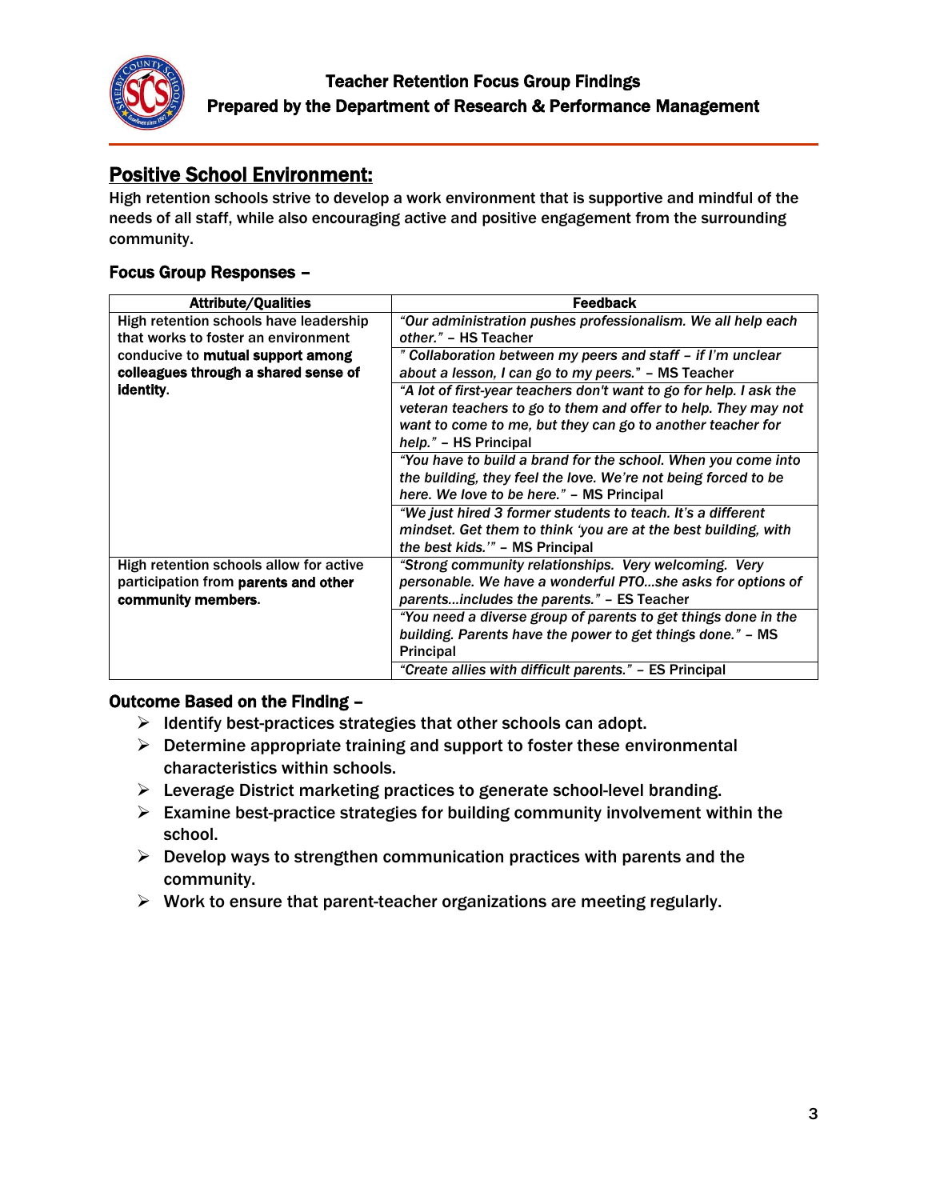## Positive School Environment:

High retention schools strive to develop a work environment that is supportive and mindful of the needs of all staff, while also encouraging active and positive engagement from the surrounding community.

### Focus Group Responses –

| Attribute/Qualities | Feedback |
|---|---|
| High retention schools have leadership that works to foster an environment conducive to **mutual support among colleagues through a shared sense of identity**. | *"Our administration pushes professionalism. We all help each other."* – HS Teacher |
| | *" Collaboration between my peers and staff – if I'm unclear about a lesson, I can go to my peers."* – MS Teacher |
| | *"A lot of first-year teachers don't want to go for help. I ask the veteran teachers to go to them and offer to help. They may not want to come to me, but they can go to another teacher for help."* – HS Principal |
| | *"You have to build a brand for the school. When you come into the building, they feel the love. We're not being forced to be here. We love to be here."* – MS Principal |
| | *"We just hired 3 former students to teach. It's a different mindset. Get them to think 'you are at the best building, with the best kids.'"* – MS Principal |
| High retention schools allow for active participation from **parents and other community members**. | *"Strong community relationships. Very welcoming. Very personable. We have a wonderful PTO…she asks for options of parents…includes the parents."* – ES Teacher |
| | *"You need a diverse group of parents to get things done in the building. Parents have the power to get things done."* – MS Principal |
| | *"Create allies with difficult parents."* – ES Principal |

### Outcome Based on the Finding –

- Identify best-practices strategies that other schools can adopt.
- Determine appropriate training and support to foster these environmental characteristics within schools.
- Leverage District marketing practices to generate school-level branding.
- Examine best-practice strategies for building community involvement within the school.
- Develop ways to strengthen communication practices with parents and the community.
- Work to ensure that parent-teacher organizations are meeting regularly.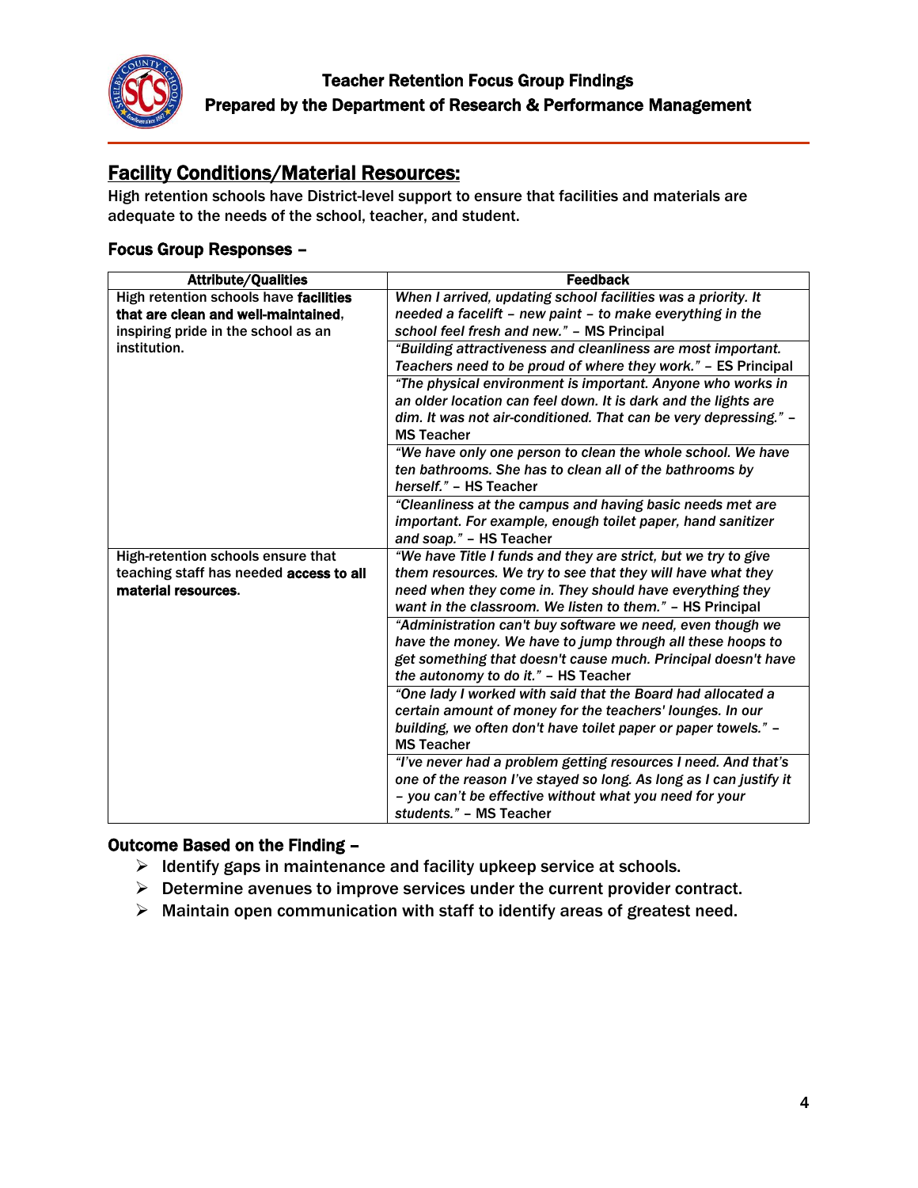## Facility Conditions/Material Resources:

High retention schools have District-level support to ensure that facilities and materials are adequate to the needs of the school, teacher, and student.

### Focus Group Responses –

| Attribute/Qualities | Feedback |
|---|---|
| High retention schools have **facilities that are clean and well-maintained**, inspiring pride in the school as an institution. | *When I arrived, updating school facilities was a priority. It needed a facelift – new paint – to make everything in the school feel fresh and new."* – MS Principal |
| | *"Building attractiveness and cleanliness are most important. Teachers need to be proud of where they work."* – ES Principal |
| | *"The physical environment is important. Anyone who works in an older location can feel down. It is dark and the lights are dim. It was not air-conditioned. That can be very depressing."* – MS Teacher |
| | *"We have only one person to clean the whole school. We have ten bathrooms. She has to clean all of the bathrooms by herself."* – HS Teacher |
| | *"Cleanliness at the campus and having basic needs met are important. For example, enough toilet paper, hand sanitizer and soap."* – HS Teacher |
| High-retention schools ensure that teaching staff has needed **access to all material resources**. | *"We have Title I funds and they are strict, but we try to give them resources. We try to see that they will have what they need when they come in. They should have everything they want in the classroom. We listen to them."* – HS Principal |
| | *"Administration can't buy software we need, even though we have the money. We have to jump through all these hoops to get something that doesn't cause much. Principal doesn't have the autonomy to do it."* – HS Teacher |
| | *"One lady I worked with said that the Board had allocated a certain amount of money for the teachers' lounges. In our building, we often don't have toilet paper or paper towels."* – MS Teacher |
| | *"I've never had a problem getting resources I need. And that's one of the reason I've stayed so long. As long as I can justify it – you can't be effective without what you need for your students."* – MS Teacher |

### Outcome Based on the Finding –

- Identify gaps in maintenance and facility upkeep service at schools.
- Determine avenues to improve services under the current provider contract.
- Maintain open communication with staff to identify areas of greatest need.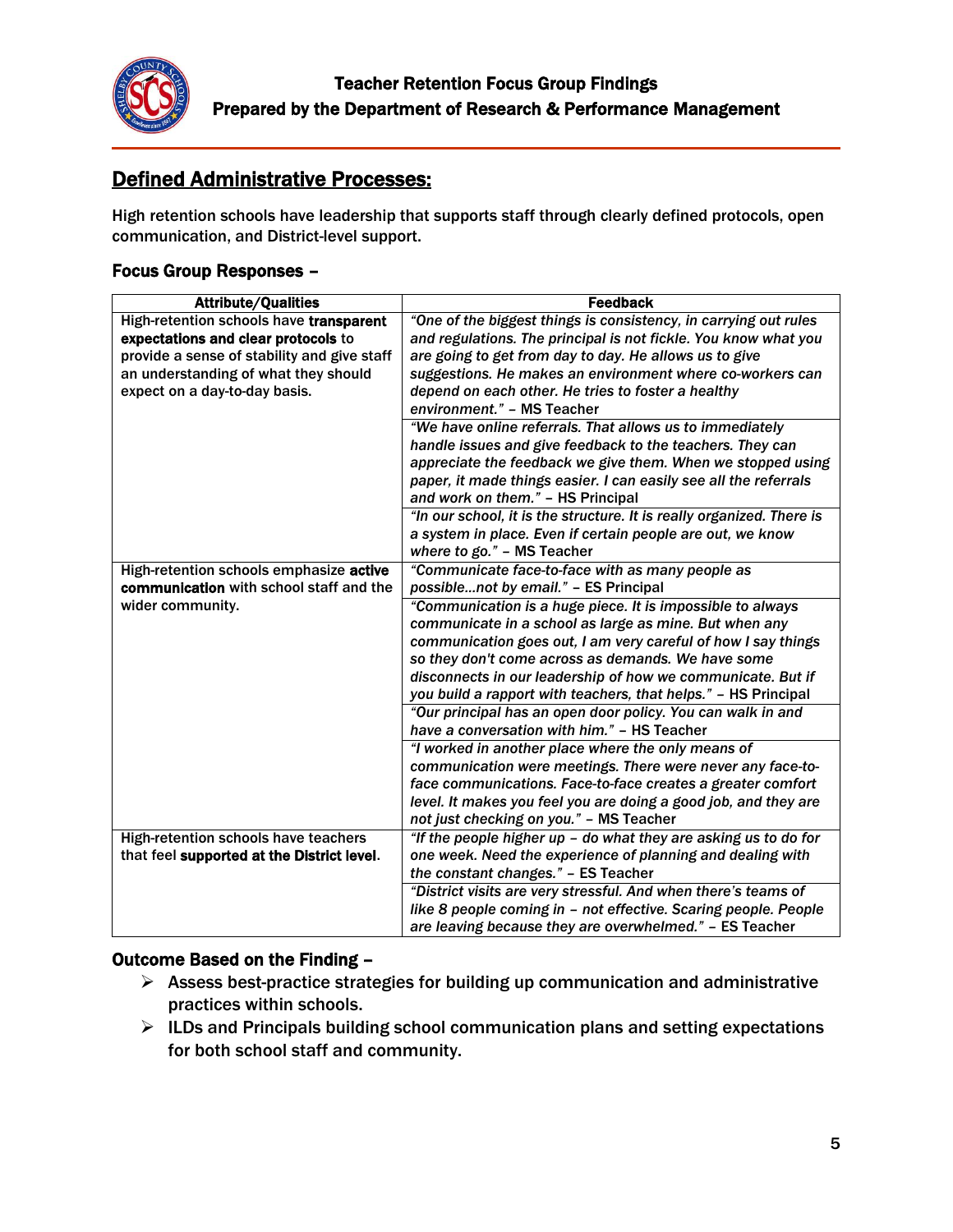## Defined Administrative Processes:

High retention schools have leadership that supports staff through clearly defined protocols, open communication, and District-level support.

### Focus Group Responses –

| Attribute/Qualities | Feedback |
|---|---|
| High-retention schools have **transparent expectations and clear protocols** to provide a sense of stability and give staff an understanding of what they should expect on a day-to-day basis. | *"One of the biggest things is consistency, in carrying out rules and regulations. The principal is not fickle. You know what you are going to get from day to day. He allows us to give suggestions. He makes an environment where co-workers can depend on each other. He tries to foster a healthy environment."* – MS Teacher |
| | *"We have online referrals. That allows us to immediately handle issues and give feedback to the teachers. They can appreciate the feedback we give them. When we stopped using paper, it made things easier. I can easily see all the referrals and work on them."* – HS Principal |
| | *"In our school, it is the structure. It is really organized. There is a system in place. Even if certain people are out, we know where to go."* – MS Teacher |
| High-retention schools emphasize **active communication** with school staff and the wider community. | *"Communicate face-to-face with as many people as possible…not by email."* – ES Principal |
| | *"Communication is a huge piece. It is impossible to always communicate in a school as large as mine. But when any communication goes out, I am very careful of how I say things so they don't come across as demands. We have some disconnects in our leadership of how we communicate. But if you build a rapport with teachers, that helps."* – HS Principal |
| | *"Our principal has an open door policy. You can walk in and have a conversation with him."* – HS Teacher |
| | *"I worked in another place where the only means of communication were meetings. There were never any face-to-face communications. Face-to-face creates a greater comfort level. It makes you feel you are doing a good job, and they are not just checking on you."* – MS Teacher |
| High-retention schools have teachers that feel **supported at the District level**. | *"If the people higher up – do what they are asking us to do for one week. Need the experience of planning and dealing with the constant changes."* – ES Teacher |
| | *"District visits are very stressful. And when there's teams of like 8 people coming in – not effective. Scaring people. People are leaving because they are overwhelmed."* – ES Teacher |

### Outcome Based on the Finding –

- Assess best-practice strategies for building up communication and administrative practices within schools.
- ILDs and Principals building school communication plans and setting expectations for both school staff and community.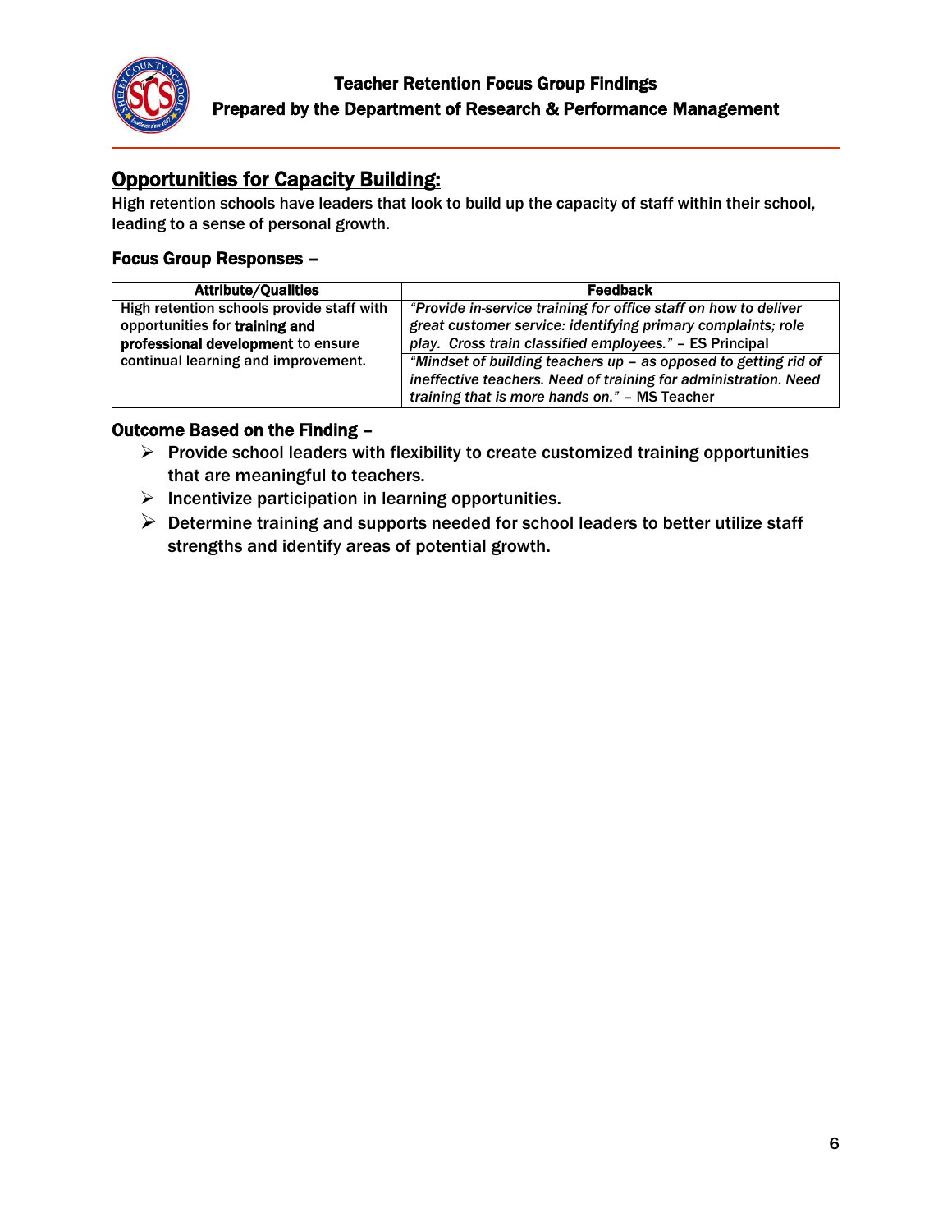## Opportunities for Capacity Building:

High retention schools have leaders that look to build up the capacity of staff within their school, leading to a sense of personal growth.

### Focus Group Responses –

| Attribute/Qualities | Feedback |
| --- | --- |
| High retention schools provide staff with opportunities for **training and professional development** to ensure continual learning and improvement. | *"Provide in-service training for office staff on how to deliver great customer service: identifying primary complaints; role play. Cross train classified employees."* – ES Principal |
| | *"Mindset of building teachers up – as opposed to getting rid of ineffective teachers. Need of training for administration. Need training that is more hands on."* – MS Teacher |

### Outcome Based on the Finding –

- Provide school leaders with flexibility to create customized training opportunities that are meaningful to teachers.
- Incentivize participation in learning opportunities.
- Determine training and supports needed for school leaders to better utilize staff strengths and identify areas of potential growth.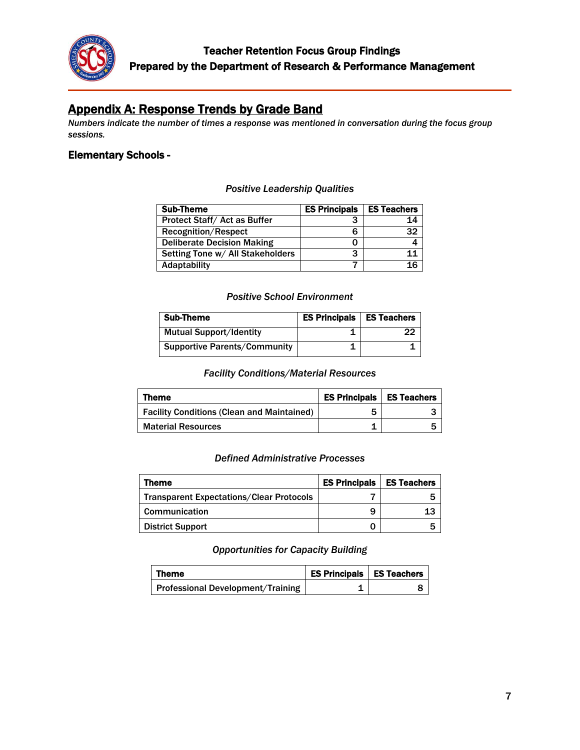## Appendix A: Response Trends by Grade Band

*Numbers indicate the number of times a response was mentioned in conversation during the focus group sessions.*

### Elementary Schools -

*Positive Leadership Qualities*

| Sub-Theme | ES Principals | ES Teachers |
|---|---|---|
| Protect Staff/ Act as Buffer | 3 | 14 |
| Recognition/Respect | 6 | 32 |
| Deliberate Decision Making | 0 | 4 |
| Setting Tone w/ All Stakeholders | 3 | 11 |
| Adaptability | 7 | 16 |

*Positive School Environment*

| Sub-Theme | ES Principals | ES Teachers |
|---|---|---|
| Mutual Support/Identity | 1 | 22 |
| Supportive Parents/Community | 1 | 1 |

*Facility Conditions/Material Resources*

| Theme | ES Principals | ES Teachers |
|---|---|---|
| Facility Conditions (Clean and Maintained) | 5 | 3 |
| Material Resources | 1 | 5 |

*Defined Administrative Processes*

| Theme | ES Principals | ES Teachers |
|---|---|---|
| Transparent Expectations/Clear Protocols | 7 | 5 |
| Communication | 9 | 13 |
| District Support | 0 | 5 |

*Opportunities for Capacity Building*

| Theme | ES Principals | ES Teachers |
|---|---|---|
| Professional Development/Training | 1 | 8 |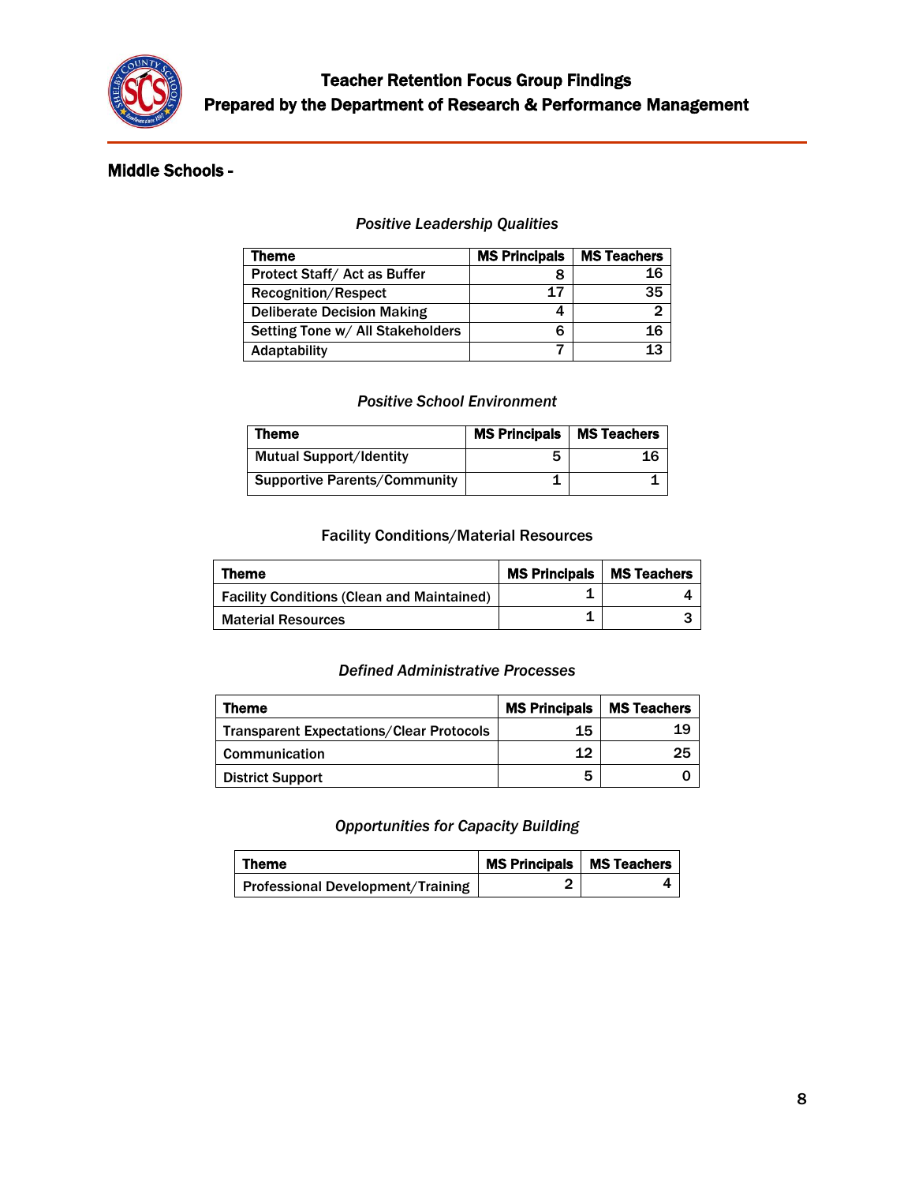## Middle Schools -

*Positive Leadership Qualities*

| Theme | MS Principals | MS Teachers |
|---|---|---|
| Protect Staff/ Act as Buffer | 8 | 16 |
| Recognition/Respect | 17 | 35 |
| Deliberate Decision Making | 4 | 2 |
| Setting Tone w/ All Stakeholders | 6 | 16 |
| Adaptability | 7 | 13 |

*Positive School Environment*

| Theme | MS Principals | MS Teachers |
|---|---|---|
| Mutual Support/Identity | 5 | 16 |
| Supportive Parents/Community | 1 | 1 |

Facility Conditions/Material Resources

| Theme | MS Principals | MS Teachers |
|---|---|---|
| Facility Conditions (Clean and Maintained) | 1 | 4 |
| Material Resources | 1 | 3 |

*Defined Administrative Processes*

| Theme | MS Principals | MS Teachers |
|---|---|---|
| Transparent Expectations/Clear Protocols | 15 | 19 |
| Communication | 12 | 25 |
| District Support | 5 | 0 |

*Opportunities for Capacity Building*

| Theme | MS Principals | MS Teachers |
|---|---|---|
| Professional Development/Training | 2 | 4 |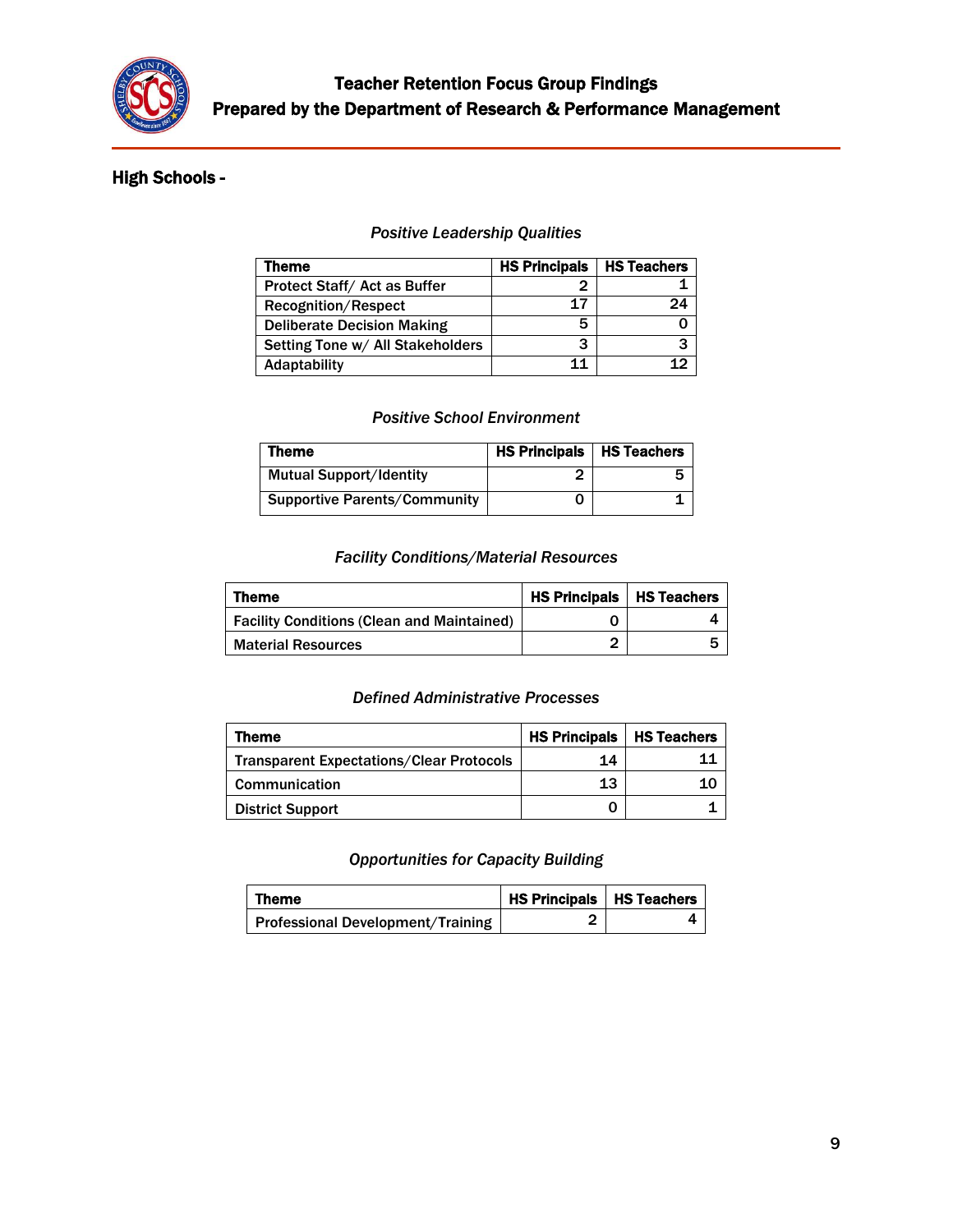## High Schools -

*Positive Leadership Qualities*

| Theme | HS Principals | HS Teachers |
|---|---|---|
| Protect Staff/ Act as Buffer | 2 | 1 |
| Recognition/Respect | 17 | 24 |
| Deliberate Decision Making | 5 | 0 |
| Setting Tone w/ All Stakeholders | 3 | 3 |
| Adaptability | 11 | 12 |

*Positive School Environment*

| Theme | HS Principals | HS Teachers |
|---|---|---|
| Mutual Support/Identity | 2 | 5 |
| Supportive Parents/Community | 0 | 1 |

*Facility Conditions/Material Resources*

| Theme | HS Principals | HS Teachers |
|---|---|---|
| Facility Conditions (Clean and Maintained) | 0 | 4 |
| Material Resources | 2 | 5 |

*Defined Administrative Processes*

| Theme | HS Principals | HS Teachers |
|---|---|---|
| Transparent Expectations/Clear Protocols | 14 | 11 |
| Communication | 13 | 10 |
| District Support | 0 | 1 |

*Opportunities for Capacity Building*

| Theme | HS Principals | HS Teachers |
|---|---|---|
| Professional Development/Training | 2 | 4 |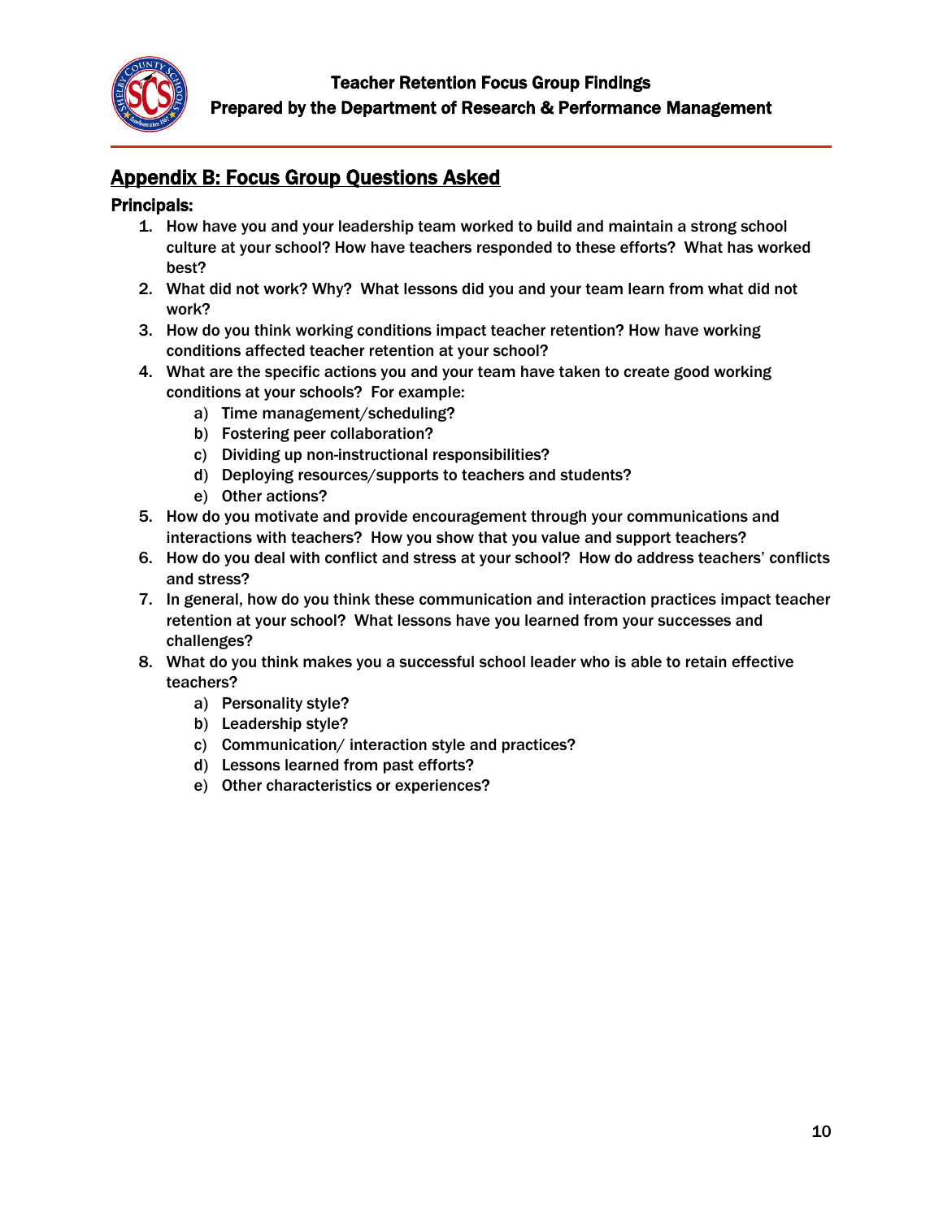## Appendix B: Focus Group Questions Asked

### Principals:

1. How have you and your leadership team worked to build and maintain a strong school culture at your school? How have teachers responded to these efforts? What has worked best?
2. What did not work? Why? What lessons did you and your team learn from what did not work?
3. How do you think working conditions impact teacher retention? How have working conditions affected teacher retention at your school?
4. What are the specific actions you and your team have taken to create good working conditions at your schools? For example:
   a) Time management/scheduling?
   b) Fostering peer collaboration?
   c) Dividing up non-instructional responsibilities?
   d) Deploying resources/supports to teachers and students?
   e) Other actions?
5. How do you motivate and provide encouragement through your communications and interactions with teachers? How you show that you value and support teachers?
6. How do you deal with conflict and stress at your school? How do address teachers' conflicts and stress?
7. In general, how do you think these communication and interaction practices impact teacher retention at your school? What lessons have you learned from your successes and challenges?
8. What do you think makes you a successful school leader who is able to retain effective teachers?
   a) Personality style?
   b) Leadership style?
   c) Communication/ interaction style and practices?
   d) Lessons learned from past efforts?
   e) Other characteristics or experiences?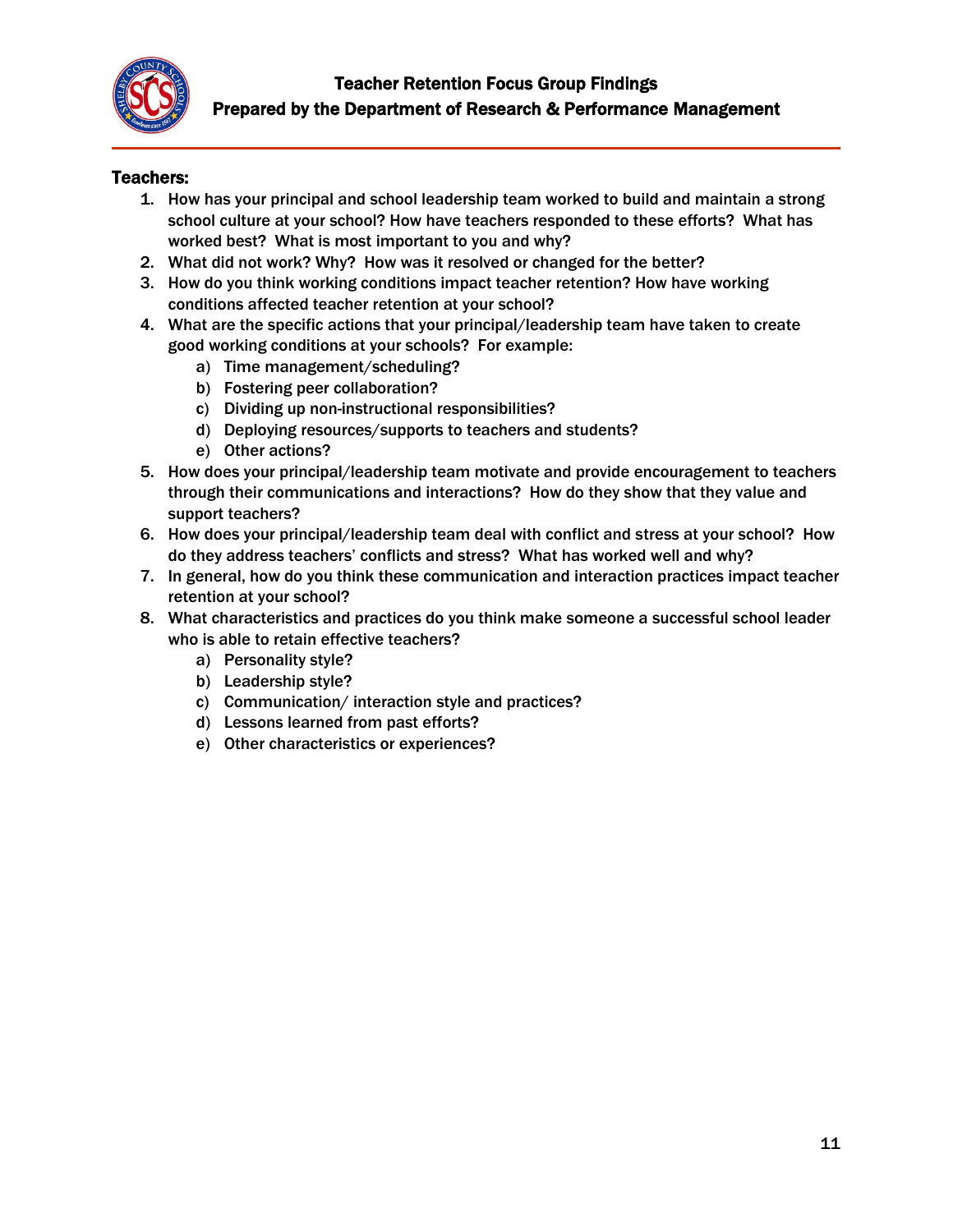## Teachers:

1. How has your principal and school leadership team worked to build and maintain a strong school culture at your school? How have teachers responded to these efforts? What has worked best? What is most important to you and why?
2. What did not work? Why? How was it resolved or changed for the better?
3. How do you think working conditions impact teacher retention? How have working conditions affected teacher retention at your school?
4. What are the specific actions that your principal/leadership team have taken to create good working conditions at your schools? For example:
   a) Time management/scheduling?
   b) Fostering peer collaboration?
   c) Dividing up non-instructional responsibilities?
   d) Deploying resources/supports to teachers and students?
   e) Other actions?
5. How does your principal/leadership team motivate and provide encouragement to teachers through their communications and interactions? How do they show that they value and support teachers?
6. How does your principal/leadership team deal with conflict and stress at your school? How do they address teachers' conflicts and stress? What has worked well and why?
7. In general, how do you think these communication and interaction practices impact teacher retention at your school?
8. What characteristics and practices do you think make someone a successful school leader who is able to retain effective teachers?
   a) Personality style?
   b) Leadership style?
   c) Communication/ interaction style and practices?
   d) Lessons learned from past efforts?
   e) Other characteristics or experiences?